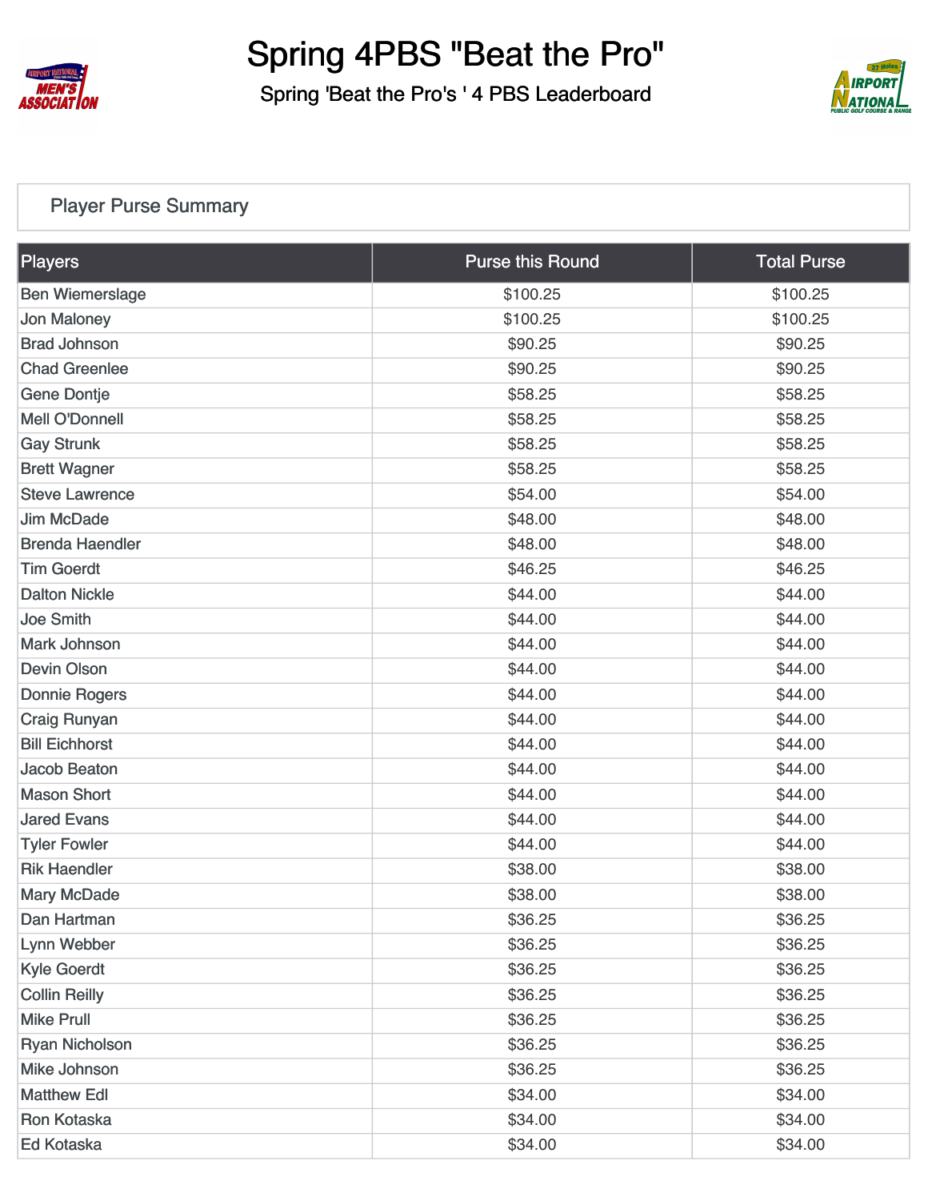# Spring 4PBS "Beat the Pro"

## Spring 'Beat the Pro's ' 4 PBS Leaderboard

### Player Purse Summary

| Players | Purse this Round | Total Purse |
|---|---|---|
| Ben Wiemerslage | $100.25 | $100.25 |
| Jon Maloney | $100.25 | $100.25 |
| Brad Johnson | $90.25 | $90.25 |
| Chad Greenlee | $90.25 | $90.25 |
| Gene Dontje | $58.25 | $58.25 |
| Mell O'Donnell | $58.25 | $58.25 |
| Gay Strunk | $58.25 | $58.25 |
| Brett Wagner | $58.25 | $58.25 |
| Steve Lawrence | $54.00 | $54.00 |
| Jim McDade | $48.00 | $48.00 |
| Brenda Haendler | $48.00 | $48.00 |
| Tim Goerdt | $46.25 | $46.25 |
| Dalton Nickle | $44.00 | $44.00 |
| Joe Smith | $44.00 | $44.00 |
| Mark Johnson | $44.00 | $44.00 |
| Devin Olson | $44.00 | $44.00 |
| Donnie Rogers | $44.00 | $44.00 |
| Craig Runyan | $44.00 | $44.00 |
| Bill Eichhorst | $44.00 | $44.00 |
| Jacob Beaton | $44.00 | $44.00 |
| Mason Short | $44.00 | $44.00 |
| Jared Evans | $44.00 | $44.00 |
| Tyler Fowler | $44.00 | $44.00 |
| Rik Haendler | $38.00 | $38.00 |
| Mary McDade | $38.00 | $38.00 |
| Dan Hartman | $36.25 | $36.25 |
| Lynn Webber | $36.25 | $36.25 |
| Kyle Goerdt | $36.25 | $36.25 |
| Collin Reilly | $36.25 | $36.25 |
| Mike Prull | $36.25 | $36.25 |
| Ryan Nicholson | $36.25 | $36.25 |
| Mike Johnson | $36.25 | $36.25 |
| Matthew Edl | $34.00 | $34.00 |
| Ron Kotaska | $34.00 | $34.00 |
| Ed Kotaska | $34.00 | $34.00 |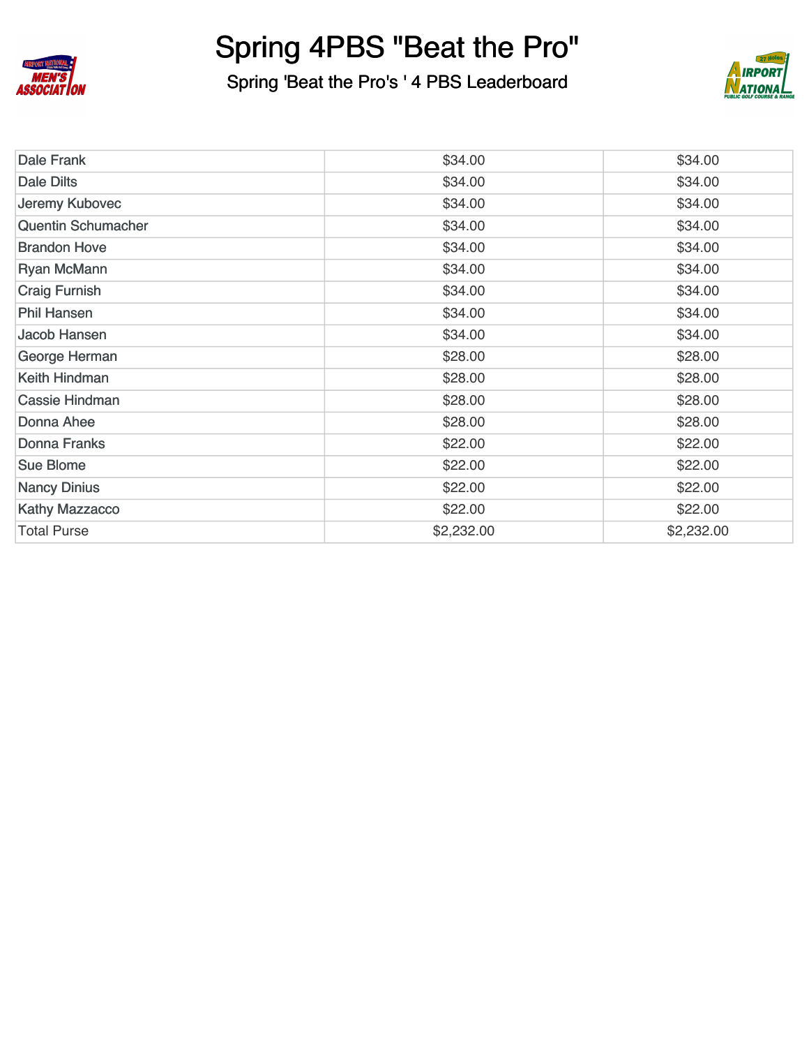# Spring 4PBS "Beat the Pro"

## Spring 'Beat the Pro's ' 4 PBS Leaderboard

| | | |
|---|---|---|
| Dale Frank | $34.00 | $34.00 |
| Dale Dilts | $34.00 | $34.00 |
| Jeremy Kubovec | $34.00 | $34.00 |
| Quentin Schumacher | $34.00 | $34.00 |
| Brandon Hove | $34.00 | $34.00 |
| Ryan McMann | $34.00 | $34.00 |
| Craig Furnish | $34.00 | $34.00 |
| Phil Hansen | $34.00 | $34.00 |
| Jacob Hansen | $34.00 | $34.00 |
| George Herman | $28.00 | $28.00 |
| Keith Hindman | $28.00 | $28.00 |
| Cassie Hindman | $28.00 | $28.00 |
| Donna Ahee | $28.00 | $28.00 |
| Donna Franks | $22.00 | $22.00 |
| Sue Blome | $22.00 | $22.00 |
| Nancy Dinius | $22.00 | $22.00 |
| Kathy Mazzacco | $22.00 | $22.00 |
| Total Purse | $2,232.00 | $2,232.00 |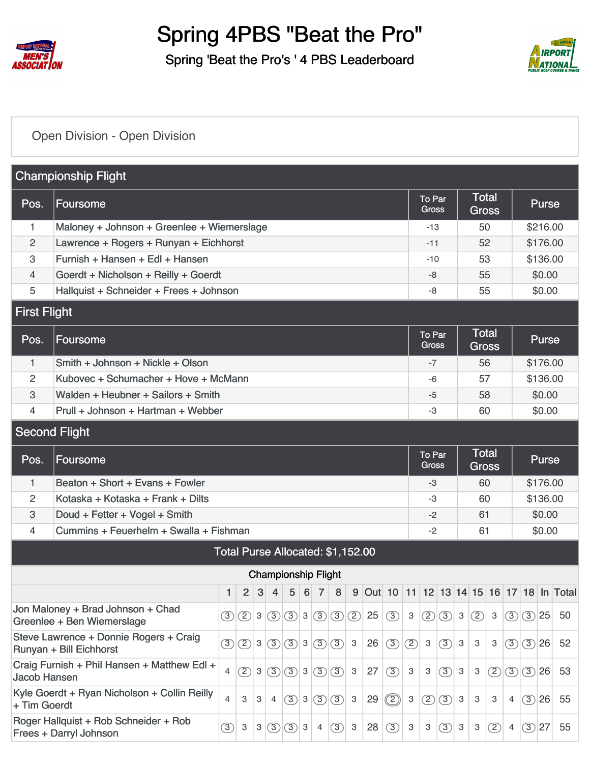# Spring 4PBS "Beat the Pro"

Spring 'Beat the Pro's ' 4 PBS Leaderboard

Open Division - Open Division

## Championship Flight

| Pos. | Foursome | To Par Gross | Total Gross | Purse |
|---|---|---|---|---|
| 1 | Maloney + Johnson + Greenlee + Wiemerslage | -13 | 50 | $216.00 |
| 2 | Lawrence + Rogers + Runyan + Eichhorst | -11 | 52 | $176.00 |
| 3 | Furnish + Hansen + Edl + Hansen | -10 | 53 | $136.00 |
| 4 | Goerdt + Nicholson + Reilly + Goerdt | -8 | 55 | $0.00 |
| 5 | Hallquist + Schneider + Frees + Johnson | -8 | 55 | $0.00 |

## First Flight

| Pos. | Foursome | To Par Gross | Total Gross | Purse |
|---|---|---|---|---|
| 1 | Smith + Johnson + Nickle + Olson | -7 | 56 | $176.00 |
| 2 | Kubovec + Schumacher + Hove + McMann | -6 | 57 | $136.00 |
| 3 | Walden + Heubner + Sailors + Smith | -5 | 58 | $0.00 |
| 4 | Prull + Johnson + Hartman + Webber | -3 | 60 | $0.00 |

## Second Flight

| Pos. | Foursome | To Par Gross | Total Gross | Purse |
|---|---|---|---|---|
| 1 | Beaton + Short + Evans + Fowler | -3 | 60 | $176.00 |
| 2 | Kotaska + Kotaska + Frank + Dilts | -3 | 60 | $136.00 |
| 3 | Doud + Fetter + Vogel + Smith | -2 | 61 | $0.00 |
| 4 | Cummins + Feuerhelm + Swalla + Fishman | -2 | 61 | $0.00 |

Total Purse Allocated: $1,152.00

## Championship Flight

| | 1 | 2 | 3 | 4 | 5 | 6 | 7 | 8 | 9 | Out | 10 | 11 | 12 | 13 | 14 | 15 | 16 | 17 | 18 | In | Total |
|---|---|---|---|---|---|---|---|---|---|---|---|---|---|---|---|---|---|---|---|---|---|
| Jon Maloney + Brad Johnson + Chad Greenlee + Ben Wiemerslage | 3 | 2 | 3 | 3 | 3 | 3 | 3 | 3 | 2 | 25 | 3 | 3 | 2 | 3 | 3 | 2 | 3 | 3 | 3 | 25 | 50 |
| Steve Lawrence + Donnie Rogers + Craig Runyan + Bill Eichhorst | 3 | 2 | 3 | 3 | 3 | 3 | 3 | 3 | 3 | 26 | 3 | 2 | 3 | 3 | 3 | 3 | 3 | 3 | 3 | 26 | 52 |
| Craig Furnish + Phil Hansen + Matthew Edl + Jacob Hansen | 4 | 2 | 3 | 3 | 3 | 3 | 3 | 3 | 3 | 27 | 3 | 3 | 3 | 3 | 3 | 3 | 2 | 3 | 3 | 26 | 53 |
| Kyle Goerdt + Ryan Nicholson + Collin Reilly + Tim Goerdt | 4 | 3 | 3 | 4 | 3 | 3 | 3 | 3 | 3 | 29 | 2 | 3 | 2 | 3 | 3 | 3 | 3 | 4 | 3 | 26 | 55 |
| Roger Hallquist + Rob Schneider + Rob Frees + Darryl Johnson | 3 | 3 | 3 | 3 | 3 | 3 | 4 | 3 | 3 | 28 | 3 | 3 | 3 | 3 | 3 | 3 | 2 | 4 | 3 | 27 | 55 |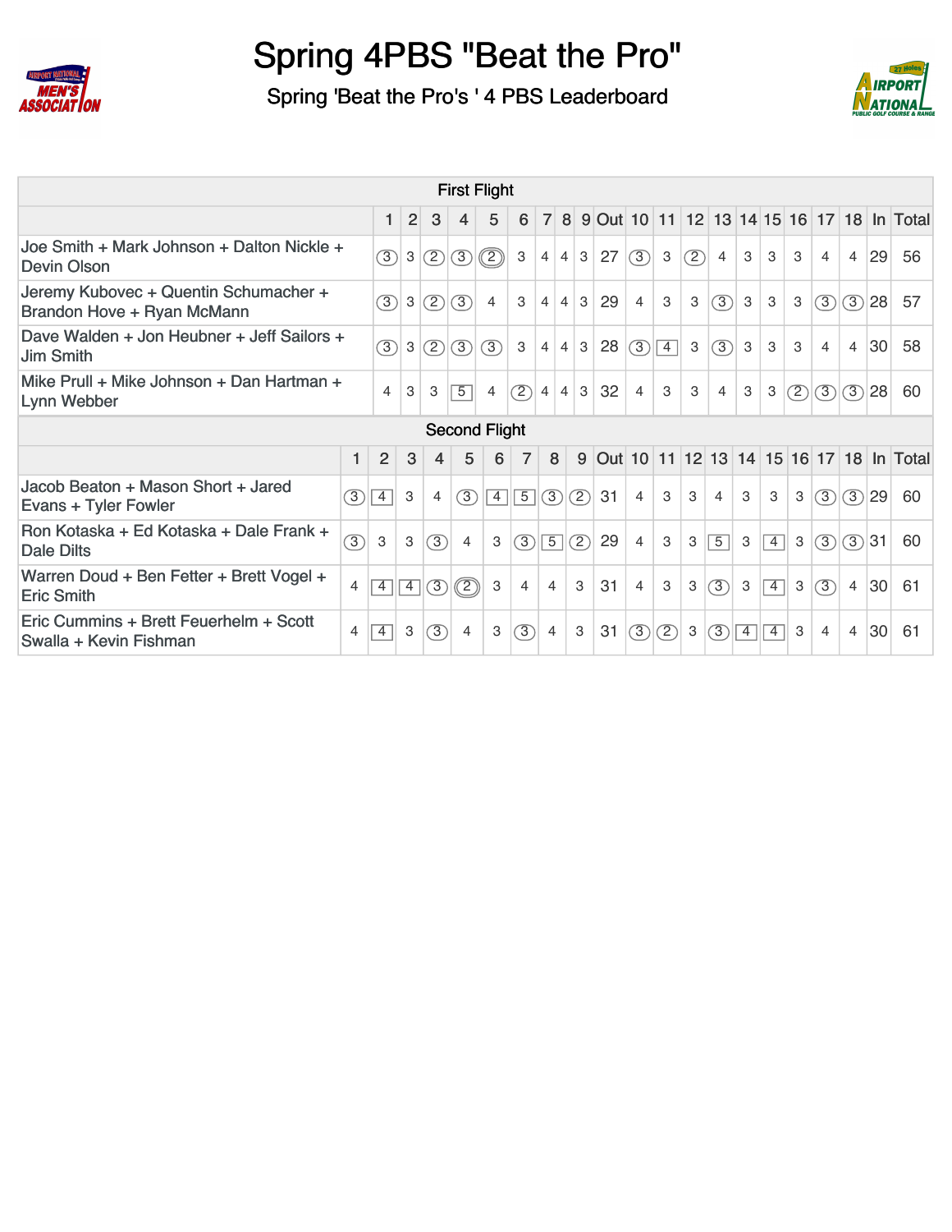# Spring 4PBS "Beat the Pro"

## Spring 'Beat the Pro's ' 4 PBS Leaderboard

| First Flight | | | | | | | | | | | | | | | | | | | | | |
|---|---|---|---|---|---|---|---|---|---|---|---|---|---|---|---|---|---|---|---|---|---|
| | 1 | 2 | 3 | 4 | 5 | 6 | 7 | 8 | 9 | Out | 10 | 11 | 12 | 13 | 14 | 15 | 16 | 17 | 18 | In | Total |
| Joe Smith + Mark Johnson + Dalton Nickle + Devin Olson | 3 | 3 | 2 | 3 | 2 | 3 | 4 | 4 | 3 | 27 | 3 | 3 | 2 | 4 | 3 | 3 | 3 | 4 | 4 | 29 | 56 |
| Jeremy Kubovec + Quentin Schumacher + Brandon Hove + Ryan McMann | 3 | 3 | 2 | 3 | 4 | 3 | 4 | 4 | 3 | 29 | 4 | 3 | 3 | 3 | 3 | 3 | 3 | 3 | 3 | 28 | 57 |
| Dave Walden + Jon Heubner + Jeff Sailors + Jim Smith | 3 | 3 | 2 | 3 | 3 | 3 | 4 | 4 | 3 | 28 | 3 | 4 | 3 | 3 | 3 | 3 | 3 | 4 | 4 | 30 | 58 |
| Mike Prull + Mike Johnson + Dan Hartman + Lynn Webber | 4 | 3 | 3 | 5 | 4 | 2 | 4 | 4 | 3 | 32 | 4 | 3 | 3 | 4 | 3 | 3 | 2 | 3 | 3 | 28 | 60 |

| Second Flight | | | | | | | | | | | | | | | | | | | | | |
|---|---|---|---|---|---|---|---|---|---|---|---|---|---|---|---|---|---|---|---|---|---|
| | 1 | 2 | 3 | 4 | 5 | 6 | 7 | 8 | 9 | Out | 10 | 11 | 12 | 13 | 14 | 15 | 16 | 17 | 18 | In | Total |
| Jacob Beaton + Mason Short + Jared Evans + Tyler Fowler | 3 | 4 | 3 | 4 | 3 | 4 | 5 | 3 | 2 | 31 | 4 | 3 | 3 | 4 | 3 | 3 | 3 | 3 | 3 | 29 | 60 |
| Ron Kotaska + Ed Kotaska + Dale Frank + Dale Dilts | 3 | 3 | 3 | 3 | 4 | 3 | 3 | 5 | 2 | 29 | 4 | 3 | 3 | 5 | 3 | 4 | 3 | 3 | 3 | 31 | 60 |
| Warren Doud + Ben Fetter + Brett Vogel + Eric Smith | 4 | 4 | 4 | 3 | 2 | 3 | 4 | 4 | 3 | 31 | 4 | 3 | 3 | 3 | 3 | 4 | 3 | 3 | 4 | 30 | 61 |
| Eric Cummins + Brett Feuerhelm + Scott Swalla + Kevin Fishman | 4 | 4 | 3 | 3 | 4 | 3 | 3 | 4 | 3 | 31 | 3 | 2 | 3 | 3 | 4 | 4 | 3 | 4 | 4 | 30 | 61 |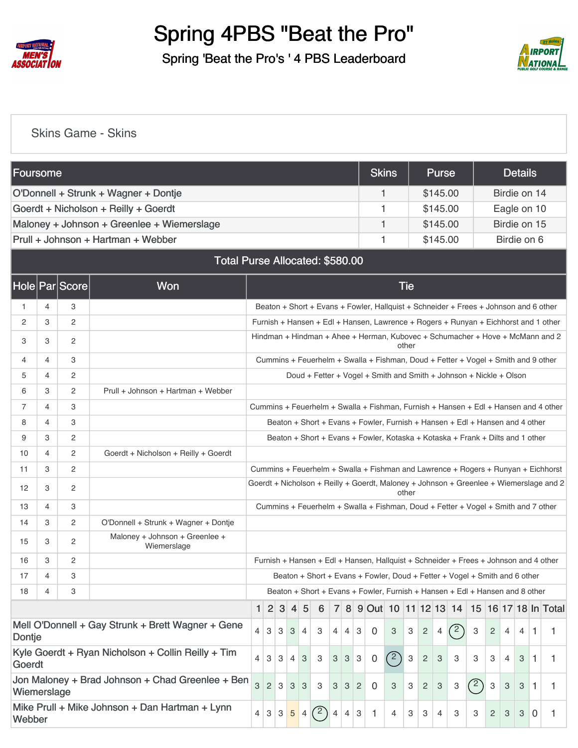# Spring 4PBS "Beat the Pro"

## Spring 'Beat the Pro's ' 4 PBS Leaderboard

### Skins Game - Skins

| Foursome | Skins | Purse | Details |
|---|---|---|---|
| O'Donnell + Strunk + Wagner + Dontje | 1 | $145.00 | Birdie on 14 |
| Goerdt + Nicholson + Reilly + Goerdt | 1 | $145.00 | Eagle on 10 |
| Maloney + Johnson + Greenlee + Wiemerslage | 1 | $145.00 | Birdie on 15 |
| Prull + Johnson + Hartman + Webber | 1 | $145.00 | Birdie on 6 |
| Total Purse Allocated: $580.00 | | | |

| Hole | Par | Score | Won | Tie |
|---|---|---|---|---|
| 1 | 4 | 3 | | Beaton + Short + Evans + Fowler, Hallquist + Schneider + Frees + Johnson and 6 other |
| 2 | 3 | 2 | | Furnish + Hansen + Edl + Hansen, Lawrence + Rogers + Runyan + Eichhorst and 1 other |
| 3 | 3 | 2 | | Hindman + Hindman + Ahee + Herman, Kubovec + Schumacher + Hove + McMann and 2 other |
| 4 | 4 | 3 | | Cummins + Feuerhelm + Swalla + Fishman, Doud + Fetter + Vogel + Smith and 9 other |
| 5 | 4 | 2 | | Doud + Fetter + Vogel + Smith and Smith + Johnson + Nickle + Olson |
| 6 | 3 | 2 | Prull + Johnson + Hartman + Webber | |
| 7 | 4 | 3 | | Cummins + Feuerhelm + Swalla + Fishman, Furnish + Hansen + Edl + Hansen and 4 other |
| 8 | 4 | 3 | | Beaton + Short + Evans + Fowler, Furnish + Hansen + Edl + Hansen and 4 other |
| 9 | 3 | 2 | | Beaton + Short + Evans + Fowler, Kotaska + Kotaska + Frank + Dilts and 1 other |
| 10 | 4 | 2 | Goerdt + Nicholson + Reilly + Goerdt | |
| 11 | 3 | 2 | | Cummins + Feuerhelm + Swalla + Fishman and Lawrence + Rogers + Runyan + Eichhorst |
| 12 | 3 | 2 | | Goerdt + Nicholson + Reilly + Goerdt, Maloney + Johnson + Greenlee + Wiemerslage and 2 other |
| 13 | 4 | 3 | | Cummins + Feuerhelm + Swalla + Fishman, Doud + Fetter + Vogel + Smith and 7 other |
| 14 | 3 | 2 | O'Donnell + Strunk + Wagner + Dontje | |
| 15 | 3 | 2 | Maloney + Johnson + Greenlee + Wiemerslage | |
| 16 | 3 | 2 | | Furnish + Hansen + Edl + Hansen, Hallquist + Schneider + Frees + Johnson and 4 other |
| 17 | 4 | 3 | | Beaton + Short + Evans + Fowler, Doud + Fetter + Vogel + Smith and 6 other |
| 18 | 4 | 3 | | Beaton + Short + Evans + Fowler, Furnish + Hansen + Edl + Hansen and 8 other |

| | 1 | 2 | 3 | 4 | 5 | 6 | 7 | 8 | 9 | Out | 10 | 11 | 12 | 13 | 14 | 15 | 16 | 17 | 18 | In | Total |
|---|---|---|---|---|---|---|---|---|---|---|---|---|---|---|---|---|---|---|---|---|---|
| Mell O'Donnell + Gay Strunk + Brett Wagner + Gene Dontje | 4 | 3 | 3 | 3 | 4 | 3 | 4 | 4 | 3 | 0 | 3 | 3 | 2 | 4 | 2 | 3 | 2 | 4 | 4 | 1 | 1 |
| Kyle Goerdt + Ryan Nicholson + Collin Reilly + Tim Goerdt | 4 | 3 | 3 | 4 | 3 | 3 | 3 | 3 | 3 | 0 | 2 | 3 | 2 | 3 | 3 | 3 | 3 | 4 | 3 | 1 | 1 |
| Jon Maloney + Brad Johnson + Chad Greenlee + Ben Wiemerslage | 3 | 2 | 3 | 3 | 3 | 3 | 3 | 3 | 2 | 0 | 3 | 3 | 2 | 3 | 3 | 2 | 3 | 3 | 3 | 1 | 1 |
| Mike Prull + Mike Johnson + Dan Hartman + Lynn Webber | 4 | 3 | 3 | 5 | 4 | 2 | 4 | 4 | 3 | 1 | 4 | 3 | 3 | 4 | 3 | 3 | 2 | 3 | 3 | 0 | 1 |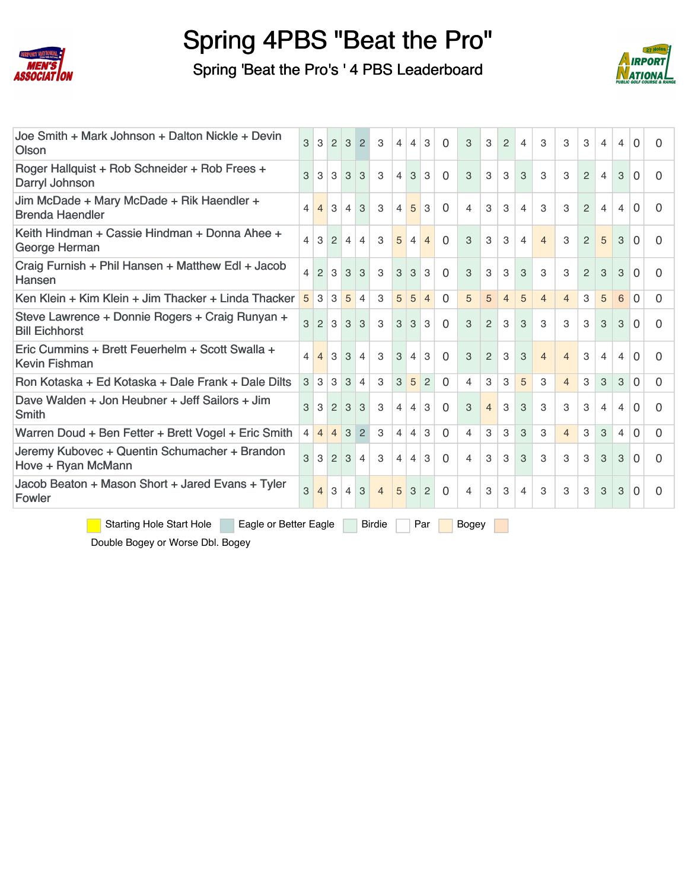# Spring 4PBS "Beat the Pro"

## Spring 'Beat the Pro's ' 4 PBS Leaderboard

| Team | | | | | | | | | | | | | | | | | | | | | |
|---|---|---|---|---|---|---|---|---|---|---|---|---|---|---|---|---|---|---|---|---|---|
| Joe Smith + Mark Johnson + Dalton Nickle + Devin Olson | 3 | 3 | 2 | 3 | 2 | 3 | 4 | 4 | 3 | 0 | 3 | 3 | 2 | 4 | 3 | 3 | 3 | 4 | 4 | 0 | 0 |
| Roger Hallquist + Rob Schneider + Rob Frees + Darryl Johnson | 3 | 3 | 3 | 3 | 3 | 3 | 4 | 3 | 3 | 0 | 3 | 3 | 3 | 3 | 3 | 3 | 2 | 4 | 3 | 0 | 0 |
| Jim McDade + Mary McDade + Rik Haendler + Brenda Haendler | 4 | 4 | 3 | 4 | 3 | 3 | 4 | 5 | 3 | 0 | 4 | 3 | 3 | 4 | 3 | 3 | 2 | 4 | 4 | 0 | 0 |
| Keith Hindman + Cassie Hindman + Donna Ahee + George Herman | 4 | 3 | 2 | 4 | 4 | 3 | 5 | 4 | 4 | 0 | 3 | 3 | 3 | 4 | 4 | 3 | 2 | 5 | 3 | 0 | 0 |
| Craig Furnish + Phil Hansen + Matthew Edl + Jacob Hansen | 4 | 2 | 3 | 3 | 3 | 3 | 3 | 3 | 3 | 0 | 3 | 3 | 3 | 3 | 3 | 3 | 2 | 3 | 3 | 0 | 0 |
| Ken Klein + Kim Klein + Jim Thacker + Linda Thacker | 5 | 3 | 3 | 5 | 4 | 3 | 5 | 5 | 4 | 0 | 5 | 5 | 4 | 5 | 4 | 4 | 3 | 5 | 6 | 0 | 0 |
| Steve Lawrence + Donnie Rogers + Craig Runyan + Bill Eichhorst | 3 | 2 | 3 | 3 | 3 | 3 | 3 | 3 | 3 | 0 | 3 | 2 | 3 | 3 | 3 | 3 | 3 | 3 | 3 | 0 | 0 |
| Eric Cummins + Brett Feuerhelm + Scott Swalla + Kevin Fishman | 4 | 4 | 3 | 3 | 4 | 3 | 3 | 4 | 3 | 0 | 3 | 2 | 3 | 3 | 4 | 4 | 3 | 4 | 4 | 0 | 0 |
| Ron Kotaska + Ed Kotaska + Dale Frank + Dale Dilts | 3 | 3 | 3 | 3 | 4 | 3 | 3 | 5 | 2 | 0 | 4 | 3 | 3 | 5 | 3 | 4 | 3 | 3 | 3 | 0 | 0 |
| Dave Walden + Jon Heubner + Jeff Sailors + Jim Smith | 3 | 3 | 2 | 3 | 3 | 3 | 4 | 4 | 3 | 0 | 3 | 4 | 3 | 3 | 3 | 3 | 3 | 4 | 4 | 0 | 0 |
| Warren Doud + Ben Fetter + Brett Vogel + Eric Smith | 4 | 4 | 4 | 3 | 2 | 3 | 4 | 4 | 3 | 0 | 4 | 3 | 3 | 3 | 3 | 4 | 3 | 3 | 4 | 0 | 0 |
| Jeremy Kubovec + Quentin Schumacher + Brandon Hove + Ryan McMann | 3 | 3 | 2 | 3 | 4 | 3 | 4 | 4 | 3 | 0 | 4 | 3 | 3 | 3 | 3 | 3 | 3 | 3 | 3 | 0 | 0 |
| Jacob Beaton + Mason Short + Jared Evans + Tyler Fowler | 3 | 4 | 3 | 4 | 3 | 4 | 5 | 3 | 2 | 0 | 4 | 3 | 3 | 4 | 3 | 3 | 3 | 3 | 3 | 0 | 0 |

Starting Hole Start Hole | Eagle or Better Eagle | Birdie | Par | Bogey | Double Bogey or Worse Dbl. Bogey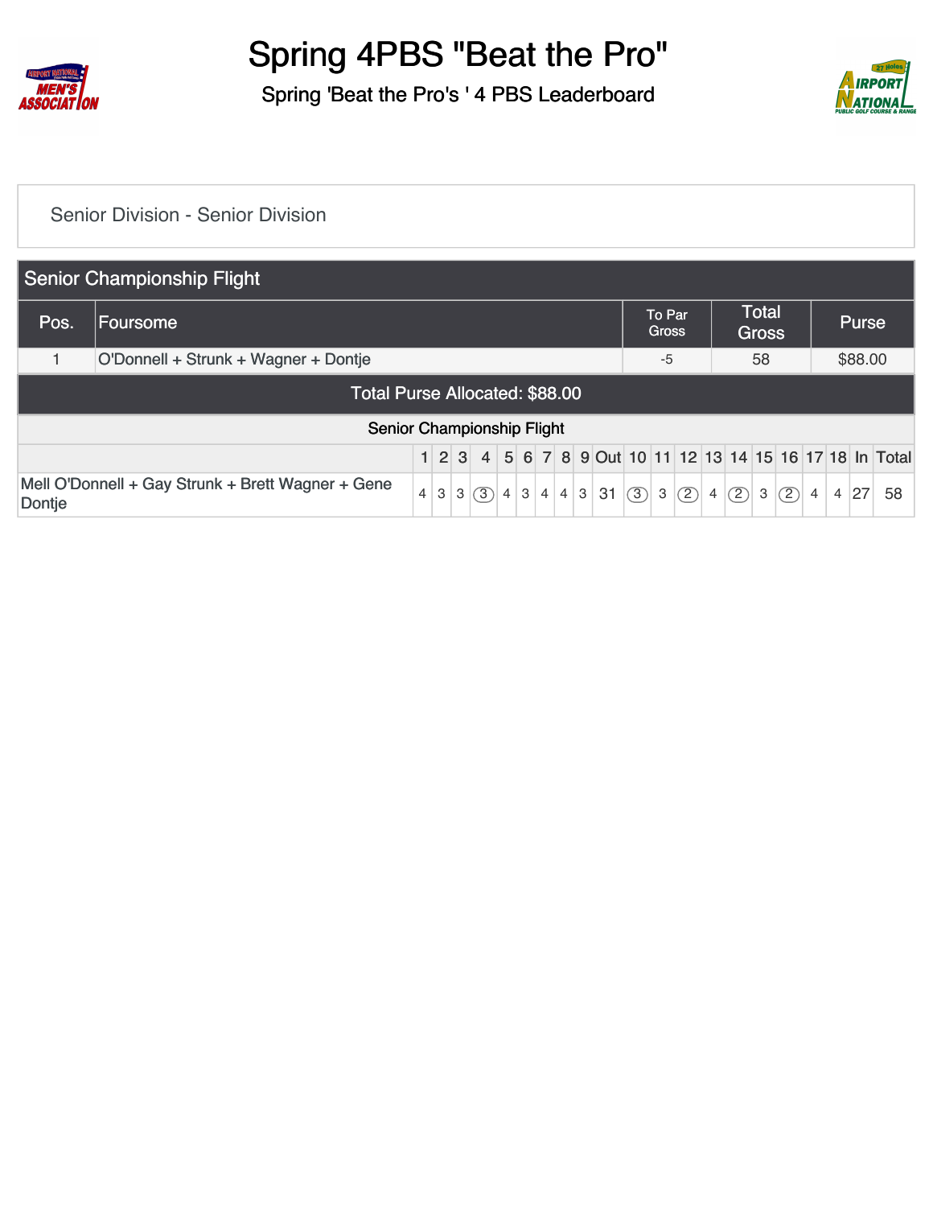# Spring 4PBS "Beat the Pro"

## Spring 'Beat the Pro's ' 4 PBS Leaderboard

Senior Division - Senior Division

### Senior Championship Flight

| Pos. | Foursome | To Par Gross | Total Gross | Purse |
|---|---|---|---|---|
| 1 | O'Donnell + Strunk + Wagner + Dontje | -5 | 58 | $88.00 |

**Total Purse Allocated: $88.00**

### Senior Championship Flight

| | 1 | 2 | 3 | 4 | 5 | 6 | 7 | 8 | 9 | Out | 10 | 11 | 12 | 13 | 14 | 15 | 16 | 17 | 18 | In | Total |
|---|---|---|---|---|---|---|---|---|---|---|---|---|---|---|---|---|---|---|---|---|---|
| Mell O'Donnell + Gay Strunk + Brett Wagner + Gene Dontje | 4 | 3 | 3 | 3 | 4 | 3 | 4 | 4 | 3 | 31 | 3 | 3 | 2 | 4 | 2 | 3 | 2 | 4 | 4 | 27 | 58 |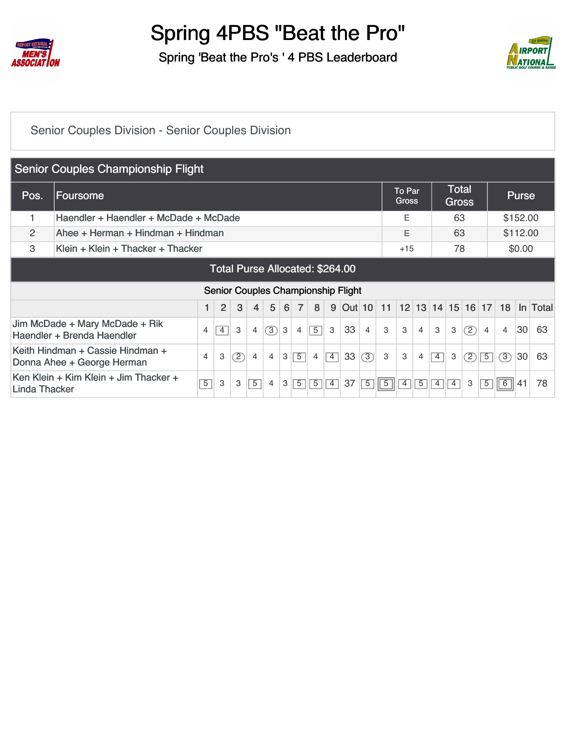# Spring 4PBS "Beat the Pro"

## Spring 'Beat the Pro's ' 4 PBS Leaderboard

Senior Couples Division - Senior Couples Division

### Senior Couples Championship Flight

| Pos. | Foursome | To Par Gross | Total Gross | Purse |
|---|---|---|---|---|
| 1 | Haendler + Haendler + McDade + McDade | E | 63 | $152.00 |
| 2 | Ahee + Herman + Hindman + Hindman | E | 63 | $112.00 |
| 3 | Klein + Klein + Thacker + Thacker | +15 | 78 | $0.00 |

Total Purse Allocated: $264.00

### Senior Couples Championship Flight

| | 1 | 2 | 3 | 4 | 5 | 6 | 7 | 8 | 9 | Out | 10 | 11 | 12 | 13 | 14 | 15 | 16 | 17 | 18 | In | Total |
|---|---|---|---|---|---|---|---|---|---|---|---|---|---|---|---|---|---|---|---|---|---|
| Jim McDade + Mary McDade + Rik Haendler + Brenda Haendler | 4 | 4 | 3 | 4 | 3 | 3 | 4 | 5 | 3 | 33 | 4 | 3 | 3 | 4 | 3 | 3 | 2 | 4 | 4 | 30 | 63 |
| Keith Hindman + Cassie Hindman + Donna Ahee + George Herman | 4 | 3 | 2 | 4 | 4 | 3 | 5 | 4 | 4 | 33 | 3 | 3 | 3 | 4 | 4 | 3 | 2 | 5 | 3 | 30 | 63 |
| Ken Klein + Kim Klein + Jim Thacker + Linda Thacker | 5 | 3 | 3 | 5 | 4 | 3 | 5 | 5 | 4 | 37 | 5 | 5 | 4 | 5 | 4 | 4 | 3 | 5 | 6 | 41 | 78 |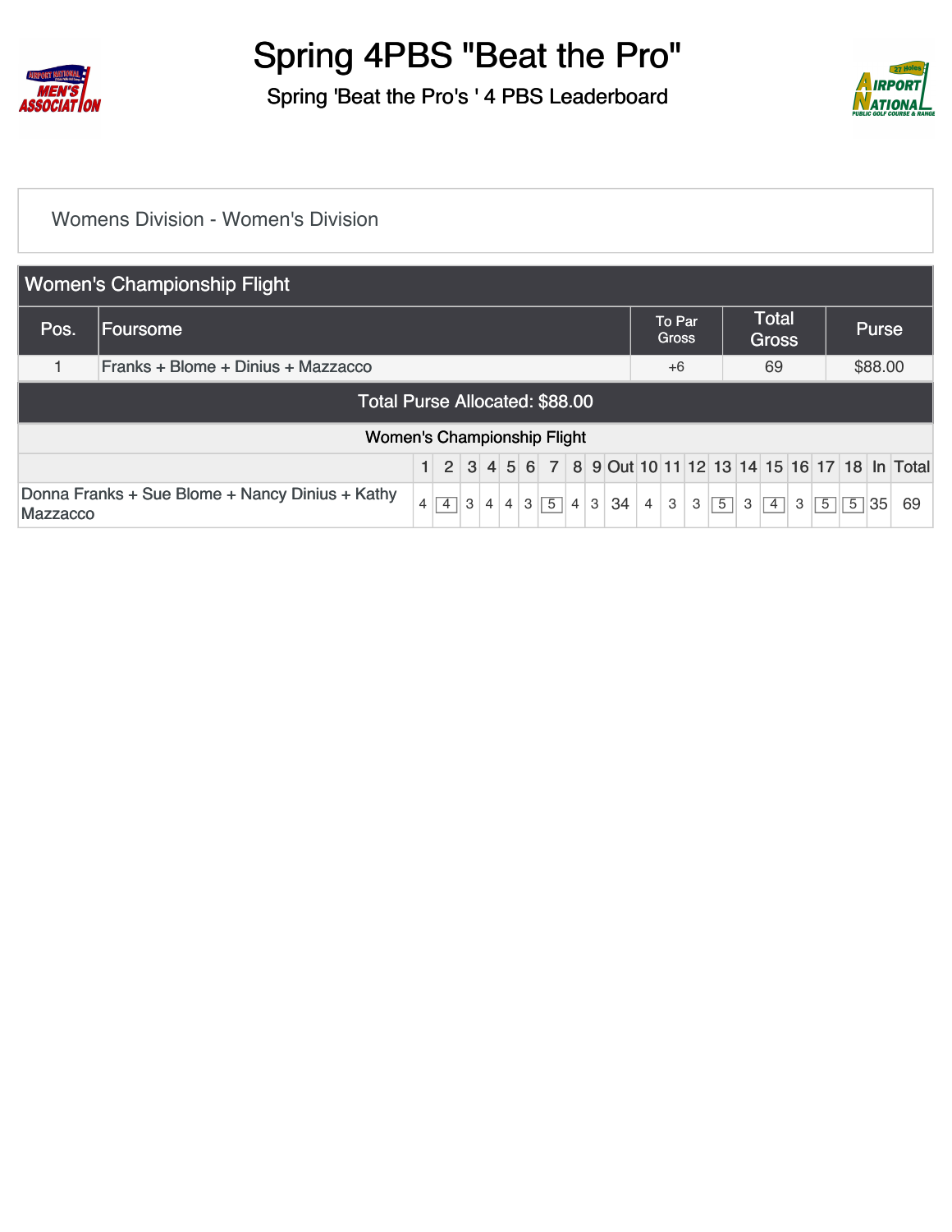# Spring 4PBS "Beat the Pro"

## Spring 'Beat the Pro's ' 4 PBS Leaderboard

Womens Division - Women's Division

### Women's Championship Flight

| Pos. | Foursome | To Par Gross | Total Gross | Purse |
|---|---|---|---|---|
| 1 | Franks + Blome + Dinius + Mazzacco | +6 | 69 | $88.00 |

Total Purse Allocated: $88.00

Women's Championship Flight

| | 1 | 2 | 3 | 4 | 5 | 6 | 7 | 8 | 9 | Out | 10 | 11 | 12 | 13 | 14 | 15 | 16 | 17 | 18 | In | Total |
|---|---|---|---|---|---|---|---|---|---|---|---|---|---|---|---|---|---|---|---|---|---|
| Donna Franks + Sue Blome + Nancy Dinius + Kathy Mazzacco | 4 | 4 | 3 | 4 | 4 | 3 | 5 | 4 | 3 | 34 | 4 | 3 | 3 | 5 | 3 | 4 | 3 | 5 | 5 | 35 | 69 |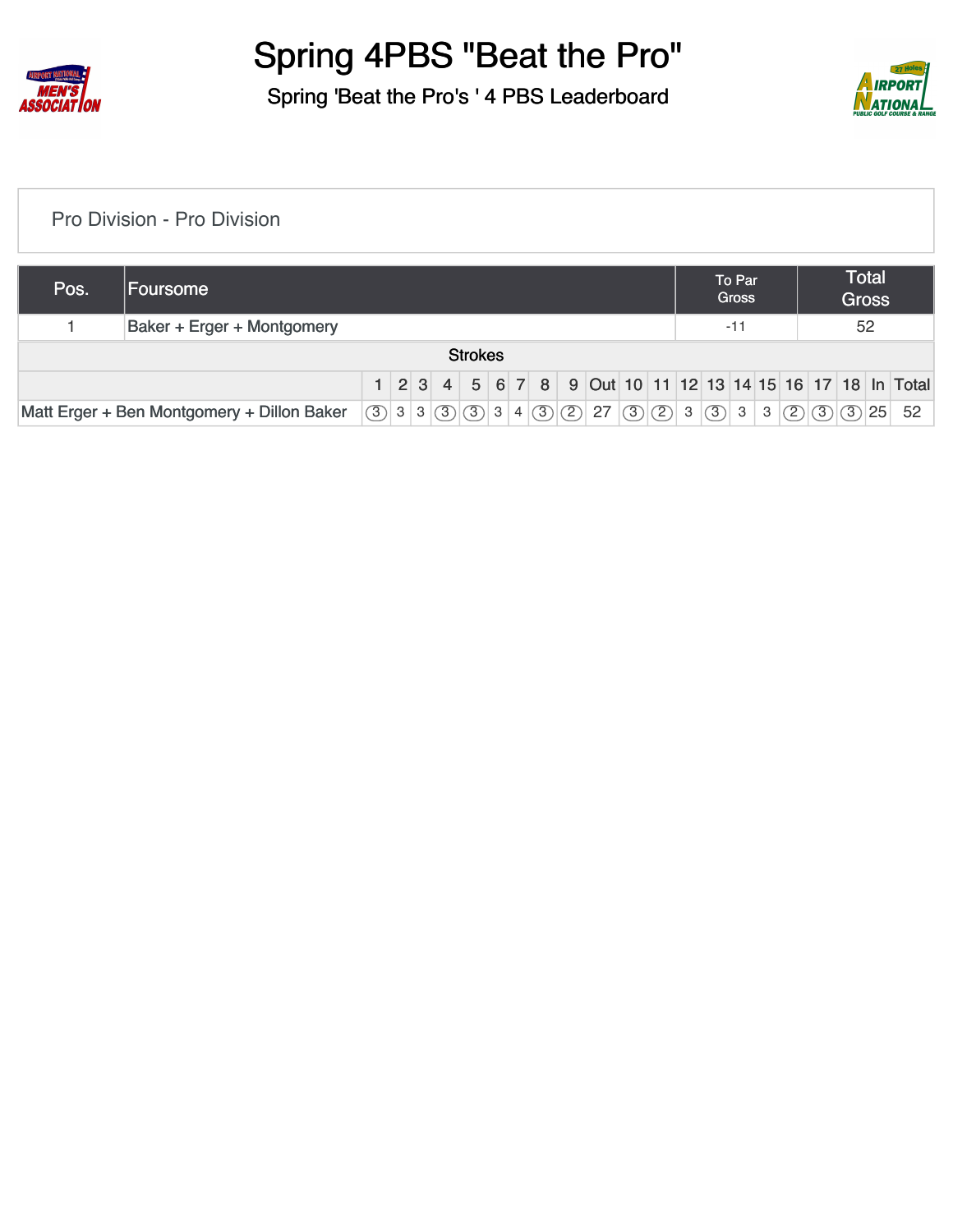# Spring 4PBS "Beat the Pro"

## Spring 'Beat the Pro's ' 4 PBS Leaderboard

Pro Division - Pro Division

| Pos. | Foursome | To Par Gross | Total Gross |
|---|---|---|---|
| 1 | Baker + Erger + Montgomery | -11 | 52 |

Strokes

| | 1 | 2 | 3 | 4 | 5 | 6 | 7 | 8 | 9 | Out | 10 | 11 | 12 | 13 | 14 | 15 | 16 | 17 | 18 | In | Total |
|---|---|---|---|---|---|---|---|---|---|---|---|---|---|---|---|---|---|---|---|---|---|
| Matt Erger + Ben Montgomery + Dillon Baker | 3 | 3 | 3 | 3 | 3 | 3 | 4 | 3 | 2 | 27 | 3 | 2 | 3 | 3 | 3 | 3 | 2 | 3 | 3 | 25 | 52 |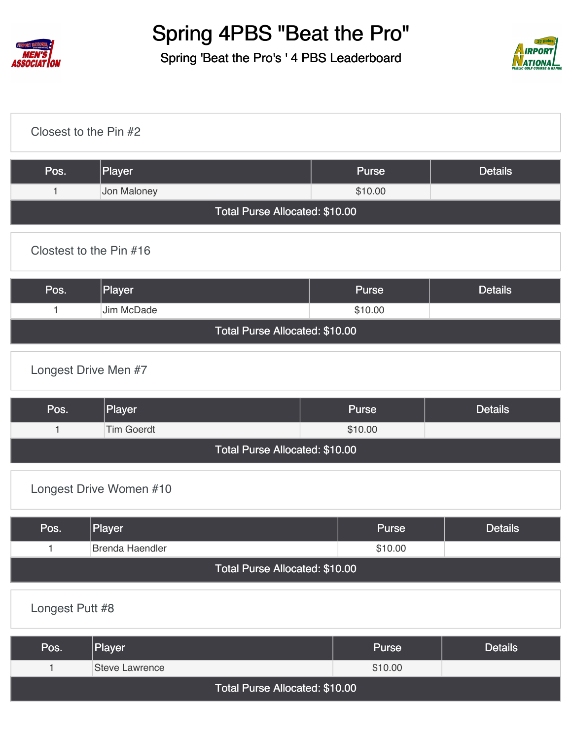# Spring 4PBS "Beat the Pro"

## Spring 'Beat the Pro's ' 4 PBS Leaderboard

### Closest to the Pin #2

| Pos. | Player | Purse | Details |
|---|---|---|---|
| 1 | Jon Maloney | $10.00 | |
| Total Purse Allocated: $10.00 | | | |

### Clostest to the Pin #16

| Pos. | Player | Purse | Details |
|---|---|---|---|
| 1 | Jim McDade | $10.00 | |
| Total Purse Allocated: $10.00 | | | |

### Longest Drive Men #7

| Pos. | Player | Purse | Details |
|---|---|---|---|
| 1 | Tim Goerdt | $10.00 | |
| Total Purse Allocated: $10.00 | | | |

### Longest Drive Women #10

| Pos. | Player | Purse | Details |
|---|---|---|---|
| 1 | Brenda Haendler | $10.00 | |
| Total Purse Allocated: $10.00 | | | |

### Longest Putt #8

| Pos. | Player | Purse | Details |
|---|---|---|---|
| 1 | Steve Lawrence | $10.00 | |
| Total Purse Allocated: $10.00 | | | |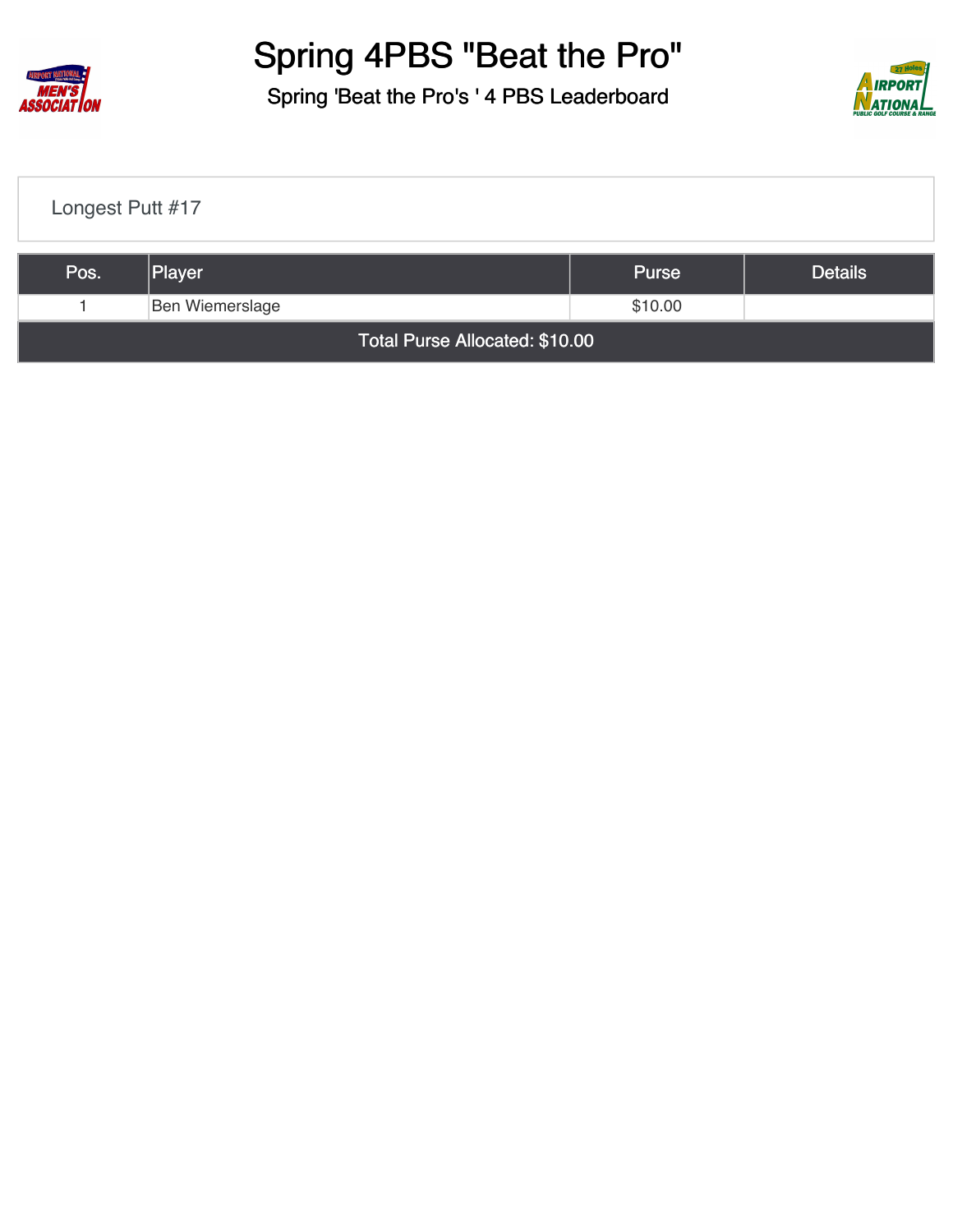# Spring 4PBS "Beat the Pro"

## Spring 'Beat the Pro's ' 4 PBS Leaderboard

Longest Putt #17

| Pos. | Player | Purse | Details |
|---|---|---|---|
| 1 | Ben Wiemerslage | $10.00 | |

Total Purse Allocated: $10.00